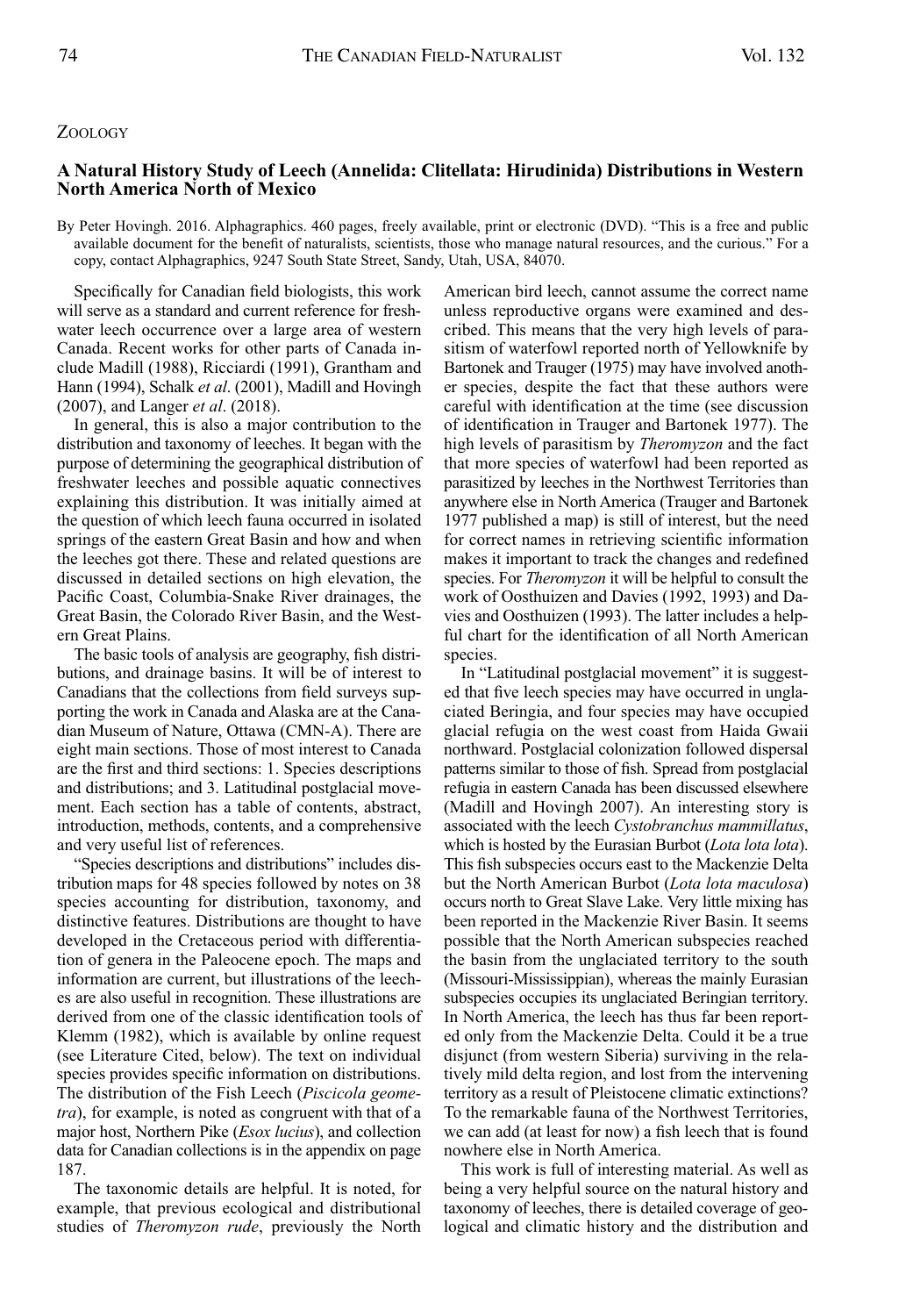## Zoology

### A Natural History Study of Leech (Annelida: Clitellata: Hirudinida) Distributions in Western North America North of Mexico

By Peter Hovingh. 2016. Alphagraphics. 460 pages, freely available, print or electronic (DVD). "This is a free and public available document for the benefit of naturalists, scientists, those who manage natural resources, and the curious." For a copy, contact Alphagraphics, 9247 South State Street, Sandy, Utah, USA, 84070.

Specifically for Canadian field biologists, this work will serve as a standard and current reference for freshwater leech occurrence over a large area of western Canada. Recent works for other parts of Canada include Madill (1988), Ricciardi (1991), Grantham and Hann (1994), Schalk *et al*. (2001), Madill and Hovingh (2007), and Langer *et al*. (2018).

In general, this is also a major contribution to the distribution and taxonomy of leeches. It began with the purpose of determining the geographical distribution of freshwater leeches and possible aquatic connectives explaining this distribution. It was initially aimed at the question of which leech fauna occurred in isolated springs of the eastern Great Basin and how and when the leeches got there. These and related questions are discussed in detailed sections on high elevation, the Pacific Coast, Columbia-Snake River drainages, the Great Basin, the Colorado River Basin, and the Western Great Plains.

The basic tools of analysis are geography, fish distributions, and drainage basins. It will be of interest to Canadians that the collections from field surveys supporting the work in Canada and Alaska are at the Canadian Museum of Nature, Ottawa (CMN-A). There are eight main sections. Those of most interest to Canada are the first and third sections: 1. Species descriptions and distributions; and 3. Latitudinal postglacial movement. Each section has a table of contents, abstract, introduction, methods, contents, and a comprehensive and very useful list of references.

"Species descriptions and distributions" includes distribution maps for 48 species followed by notes on 38 species accounting for distribution, taxonomy, and distinctive features. Distributions are thought to have developed in the Cretaceous period with differentiation of genera in the Paleocene epoch. The maps and information are current, but illustrations of the leeches are also useful in recognition. These illustrations are derived from one of the classic identification tools of Klemm (1982), which is available by online request (see Literature Cited, below). The text on individual species provides specific information on distributions. The distribution of the Fish Leech (*Piscicola geometra*), for example, is noted as congruent with that of a major host, Northern Pike (*Esox lucius*), and collection data for Canadian collections is in the appendix on page 187.

The taxonomic details are helpful. It is noted, for example, that previous ecological and distributional studies of *Theromyzon rude*, previously the North American bird leech, cannot assume the correct name unless reproductive organs were examined and described. This means that the very high levels of parasitism of waterfowl reported north of Yellowknife by Bartonek and Trauger (1975) may have involved another species, despite the fact that these authors were careful with identification at the time (see discussion of identification in Trauger and Bartonek 1977). The high levels of parasitism by *Theromyzon* and the fact that more species of waterfowl had been reported as parasitized by leeches in the Northwest Territories than anywhere else in North America (Trauger and Bartonek 1977 published a map) is still of interest, but the need for correct names in retrieving scientific information makes it important to track the changes and redefined species. For *Theromyzon* it will be helpful to consult the work of Oosthuizen and Davies (1992, 1993) and Davies and Oosthuizen (1993). The latter includes a helpful chart for the identification of all North American species.

In "Latitudinal postglacial movement" it is suggested that five leech species may have occurred in unglaciated Beringia, and four species may have occupied glacial refugia on the west coast from Haida Gwaii northward. Postglacial colonization followed dispersal patterns similar to those of fish. Spread from postglacial refugia in eastern Canada has been discussed elsewhere (Madill and Hovingh 2007). An interesting story is associated with the leech *Cystobranchus mammillatus*, which is hosted by the Eurasian Burbot (*Lota lota lota*). This fish subspecies occurs east to the Mackenzie Delta but the North American Burbot (*Lota lota maculosa*) occurs north to Great Slave Lake. Very little mixing has been reported in the Mackenzie River Basin. It seems possible that the North American subspecies reached the basin from the unglaciated territory to the south (Missouri-Mississippian), whereas the mainly Eurasian subspecies occupies its unglaciated Beringian territory. In North America, the leech has thus far been reported only from the Mackenzie Delta. Could it be a true disjunct (from western Siberia) surviving in the relatively mild delta region, and lost from the intervening territory as a result of Pleistocene climatic extinctions? To the remarkable fauna of the Northwest Territories, we can add (at least for now) a fish leech that is found nowhere else in North America.

This work is full of interesting material. As well as being a very helpful source on the natural history and taxonomy of leeches, there is detailed coverage of geological and climatic history and the distribution and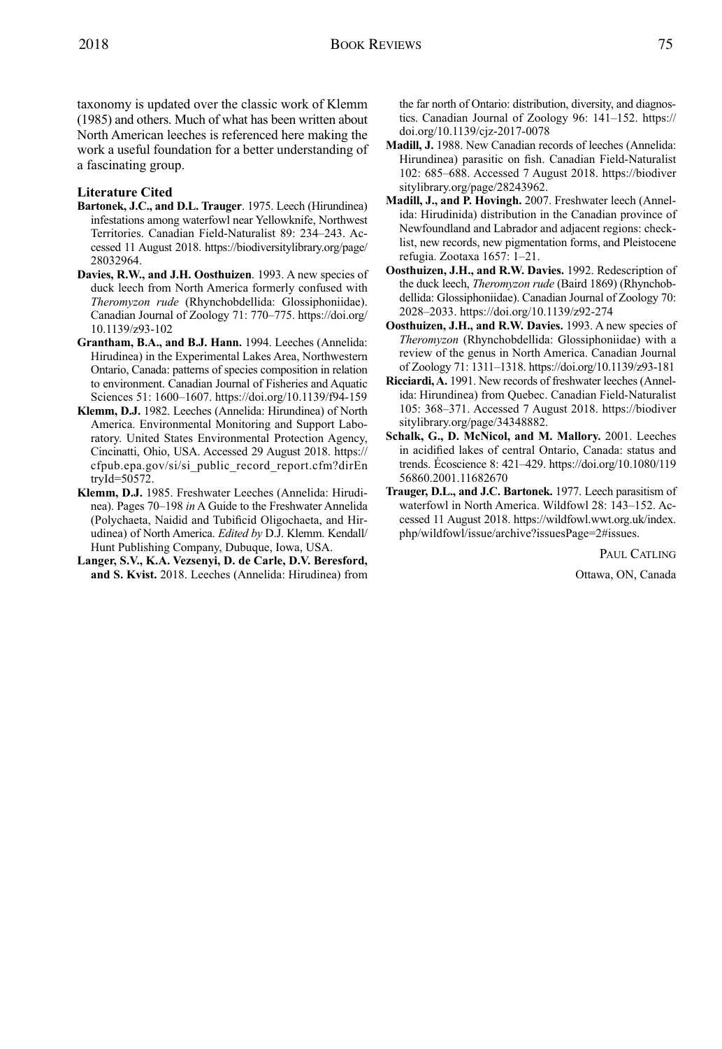taxonomy is updated over the classic work of Klemm (1985) and others. Much of what has been written about North American leeches is referenced here making the work a useful foundation for a better understanding of a fascinating group.

### Literature Cited

**Bartonek, J.C., and D.L. Trauger**. 1975. Leech (Hirundinea) infestations among waterfowl near Yellowknife, Northwest Territories. Canadian Field-Naturalist 89: 234–243. Accessed 11 August 2018. https://biodiversitylibrary.org/page/28032964.

**Davies, R.W., and J.H. Oosthuizen**. 1993. A new species of duck leech from North America formerly confused with *Theromyzon rude* (Rhynchobdellida: Glossiphoniidae). Canadian Journal of Zoology 71: 770–775. https://doi.org/10.1139/z93-102

**Grantham, B.A., and B.J. Hann.** 1994. Leeches (Annelida: Hirudinea) in the Experimental Lakes Area, Northwestern Ontario, Canada: patterns of species composition in relation to environment. Canadian Journal of Fisheries and Aquatic Sciences 51: 1600–1607. https://doi.org/10.1139/f94-159

**Klemm, D.J.** 1982. Leeches (Annelida: Hirundinea) of North America. Environmental Monitoring and Support Laboratory. United States Environmental Protection Agency, Cincinatti, Ohio, USA. Accessed 29 August 2018. https://cfpub.epa.gov/si/si_public_record_report.cfm?dirEntryId=50572.

**Klemm, D.J.** 1985. Freshwater Leeches (Annelida: Hirudinea). Pages 70–198 *in* A Guide to the Freshwater Annelida (Polychaeta, Naidid and Tubificid Oligochaeta, and Hirudinea) of North America. *Edited by* D.J. Klemm. Kendall/Hunt Publishing Company, Dubuque, Iowa, USA.

**Langer, S.V., K.A. Vezsenyi, D. de Carle, D.V. Beresford, and S. Kvist.** 2018. Leeches (Annelida: Hirudinea) from the far north of Ontario: distribution, diversity, and diagnostics. Canadian Journal of Zoology 96: 141–152. https://doi.org/10.1139/cjz-2017-0078

**Madill, J.** 1988. New Canadian records of leeches (Annelida: Hirundinea) parasitic on fish. Canadian Field-Naturalist 102: 685–688. Accessed 7 August 2018. https://biodiversitylibrary.org/page/28243962.

**Madill, J., and P. Hovingh.** 2007. Freshwater leech (Annelida: Hirudinida) distribution in the Canadian province of Newfoundland and Labrador and adjacent regions: checklist, new records, new pigmentation forms, and Pleistocene refugia. Zootaxa 1657: 1–21.

**Oosthuizen, J.H., and R.W. Davies.** 1992. Redescription of the duck leech, *Theromyzon rude* (Baird 1869) (Rhynchobdellida: Glossiphoniidae). Canadian Journal of Zoology 70: 2028–2033. https://doi.org/10.1139/z92-274

**Oosthuizen, J.H., and R.W. Davies.** 1993. A new species of *Theromyzon* (Rhynchobdellida: Glossiphoniidae) with a review of the genus in North America. Canadian Journal of Zoology 71: 1311–1318. https://doi.org/10.1139/z93-181

**Ricciardi, A.** 1991. New records of freshwater leeches (Annelida: Hirundinea) from Quebec. Canadian Field-Naturalist 105: 368–371. Accessed 7 August 2018. https://biodiversitylibrary.org/page/34348882.

**Schalk, G., D. McNicol, and M. Mallory.** 2001. Leeches in acidified lakes of central Ontario, Canada: status and trends. Écoscience 8: 421–429. https://doi.org/10.1080/11956860.2001.11682670

**Trauger, D.L., and J.C. Bartonek.** 1977. Leech parasitism of waterfowl in North America. Wildfowl 28: 143–152. Accessed 11 August 2018. https://wildfowl.wwt.org.uk/index.php/wildfowl/issue/archive?issuesPage=2#issues.

Paul Catling

Ottawa, ON, Canada